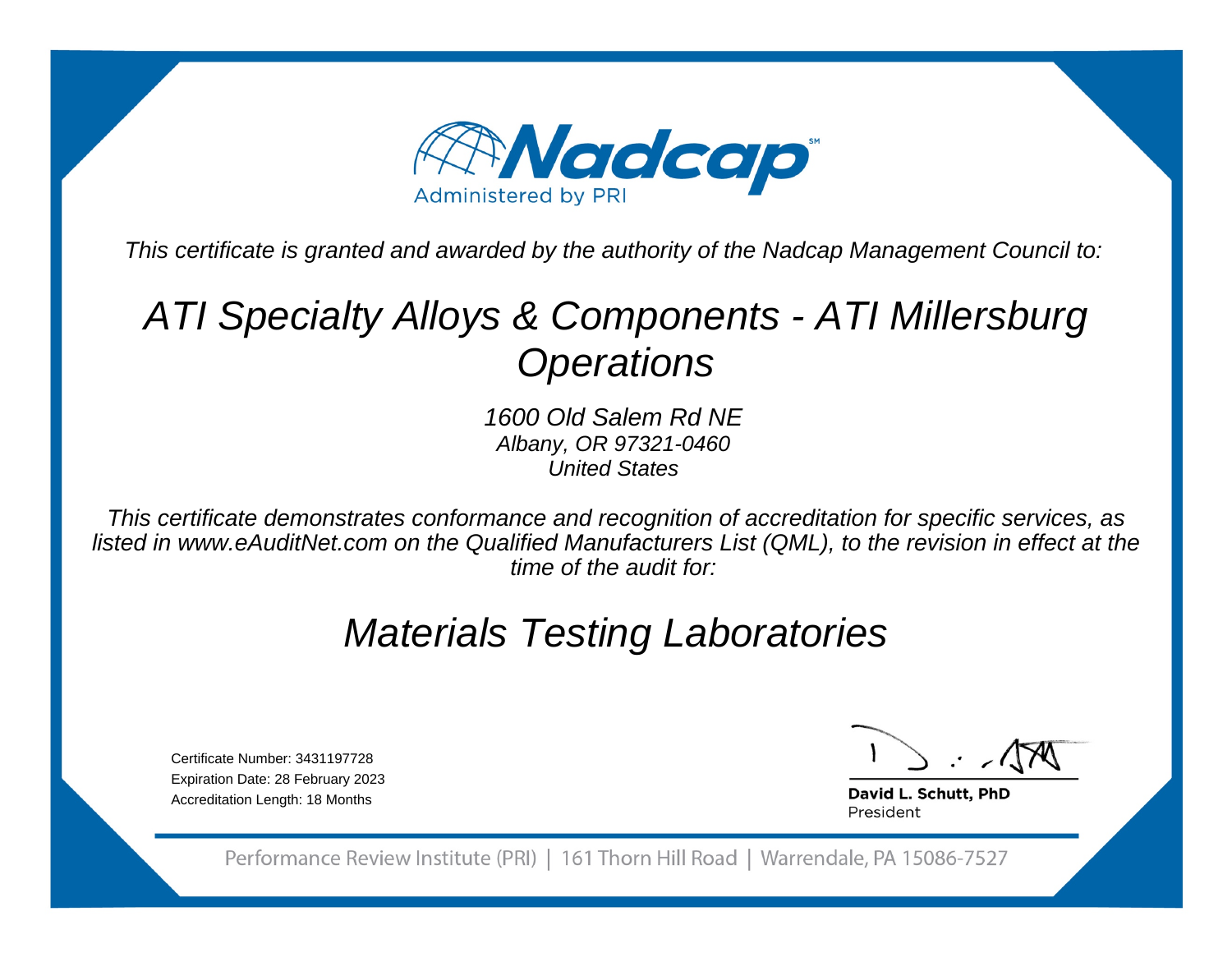# Nadcap

Administered by PRI

*This certificate is granted and awarded by the authority of the Nadcap Management Council to:*

## *ATI Specialty Alloys & Components - ATI Millersburg Operations*

*1600 Old Salem Rd NE*
*Albany, OR 97321-0460*
*United States*

*This certificate demonstrates conformance and recognition of accreditation for specific services, as listed in www.eAuditNet.com on the Qualified Manufacturers List (QML), to the revision in effect at the time of the audit for:*

## *Materials Testing Laboratories*

Certificate Number: 3431197728
Expiration Date: 28 February 2023
Accreditation Length: 18 Months

**David L. Schutt, PhD**
President

Performance Review Institute (PRI) | 161 Thorn Hill Road | Warrendale, PA 15086-7527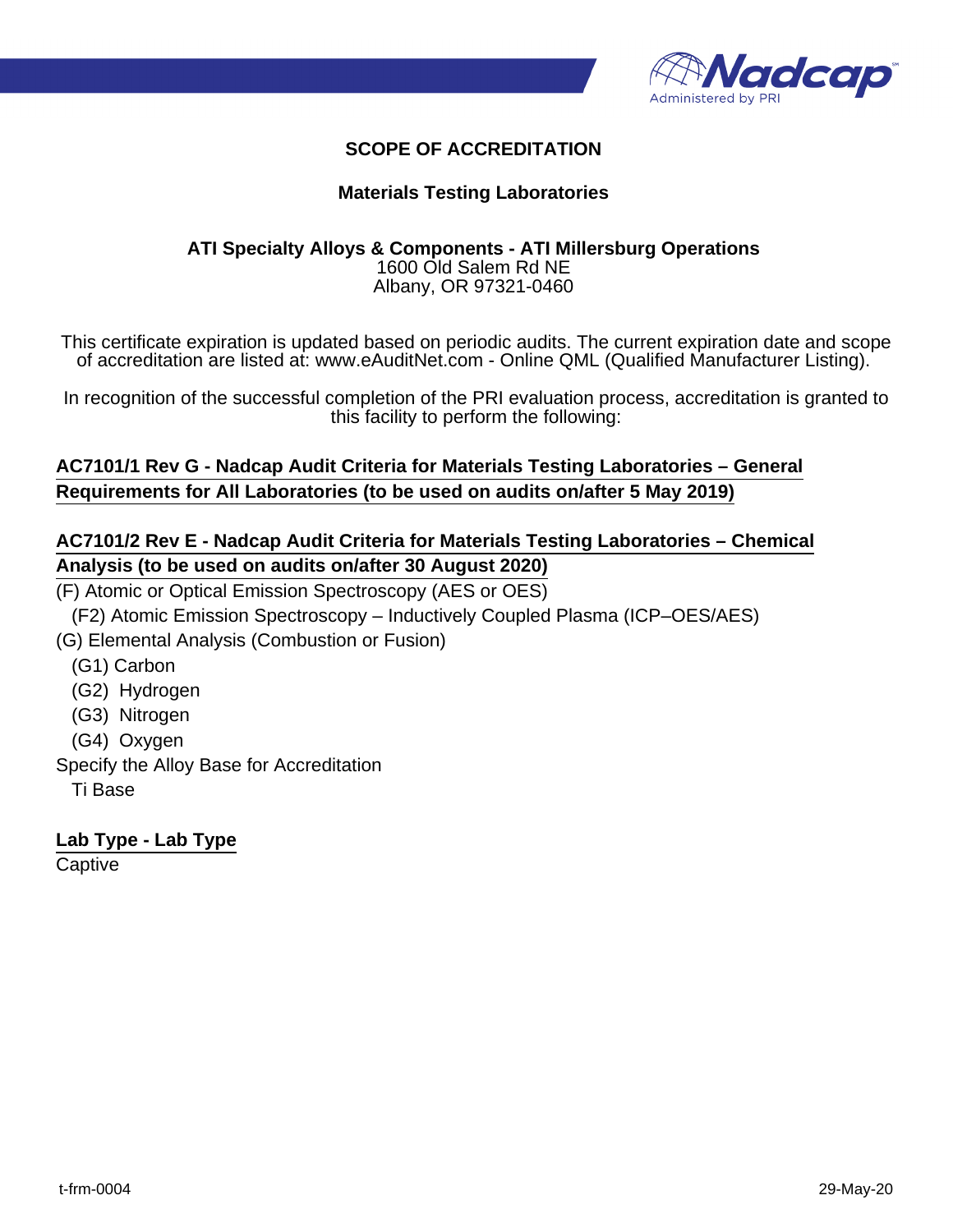# SCOPE OF ACCREDITATION

## Materials Testing Laboratories

**ATI Specialty Alloys & Components - ATI Millersburg Operations**
1600 Old Salem Rd NE
Albany, OR 97321-0460

This certificate expiration is updated based on periodic audits. The current expiration date and scope of accreditation are listed at: www.eAuditNet.com - Online QML (Qualified Manufacturer Listing).

In recognition of the successful completion of the PRI evaluation process, accreditation is granted to this facility to perform the following:

**AC7101/1 Rev G - Nadcap Audit Criteria for Materials Testing Laboratories – General Requirements for All Laboratories (to be used on audits on/after 5 May 2019)**

**AC7101/2 Rev E - Nadcap Audit Criteria for Materials Testing Laboratories – Chemical Analysis (to be used on audits on/after 30 August 2020)**

(F) Atomic or Optical Emission Spectroscopy (AES or OES)
- (F2) Atomic Emission Spectroscopy – Inductively Coupled Plasma (ICP–OES/AES)

(G) Elemental Analysis (Combustion or Fusion)
- (G1) Carbon
- (G2) Hydrogen
- (G3) Nitrogen
- (G4) Oxygen

Specify the Alloy Base for Accreditation
- Ti Base

**Lab Type - Lab Type**

Captive

t-frm-0004 29-May-20